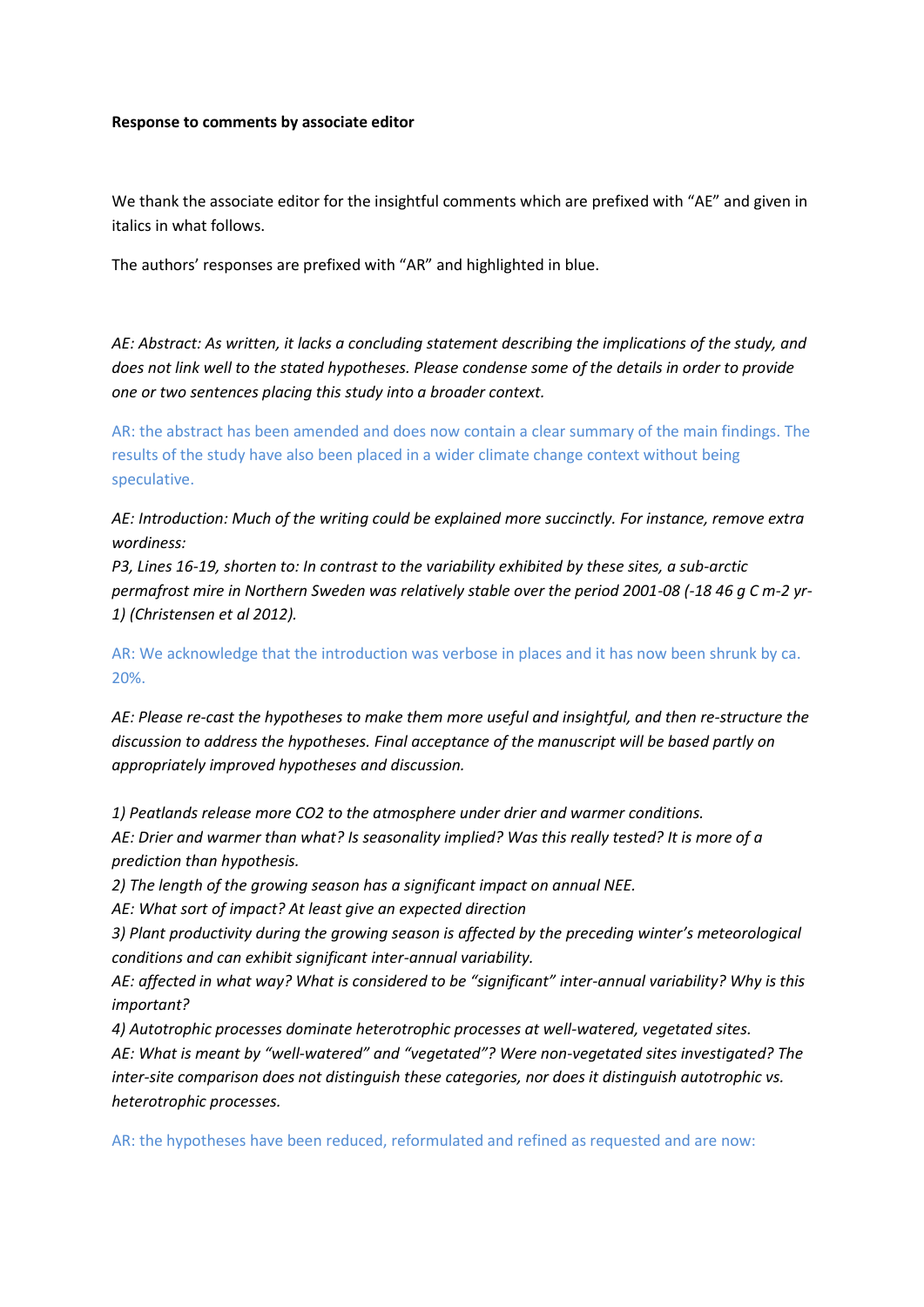**Response to comments by associate editor**

We thank the associate editor for the insightful comments which are prefixed with "AE" and given in italics in what follows.

The authors' responses are prefixed with "AR" and highlighted in blue.

*AE: Abstract: As written, it lacks a concluding statement describing the implications of the study, and does not link well to the stated hypotheses. Please condense some of the details in order to provide one or two sentences placing this study into a broader context.*

AR: the abstract has been amended and does now contain a clear summary of the main findings. The results of the study have also been placed in a wider climate change context without being speculative.

*AE: Introduction: Much of the writing could be explained more succinctly. For instance, remove extra wordiness:*
*P3, Lines 16-19, shorten to: In contrast to the variability exhibited by these sites, a sub-arctic permafrost mire in Northern Sweden was relatively stable over the period 2001-08 (-18 46 g C m-2 yr-1) (Christensen et al 2012).*

AR: We acknowledge that the introduction was verbose in places and it has now been shrunk by ca. 20%.

*AE: Please re-cast the hypotheses to make them more useful and insightful, and then re-structure the discussion to address the hypotheses. Final acceptance of the manuscript will be based partly on appropriately improved hypotheses and discussion.*

*1) Peatlands release more CO2 to the atmosphere under drier and warmer conditions.*
*AE: Drier and warmer than what? Is seasonality implied? Was this really tested? It is more of a prediction than hypothesis.*
*2) The length of the growing season has a significant impact on annual NEE.*
*AE: What sort of impact? At least give an expected direction*
*3) Plant productivity during the growing season is affected by the preceding winter's meteorological conditions and can exhibit significant inter-annual variability.*
*AE: affected in what way? What is considered to be "significant" inter-annual variability? Why is this important?*
*4) Autotrophic processes dominate heterotrophic processes at well-watered, vegetated sites.*
*AE: What is meant by "well-watered" and "vegetated"? Were non-vegetated sites investigated? The inter-site comparison does not distinguish these categories, nor does it distinguish autotrophic vs. heterotrophic processes.*

AR: the hypotheses have been reduced, reformulated and refined as requested and are now: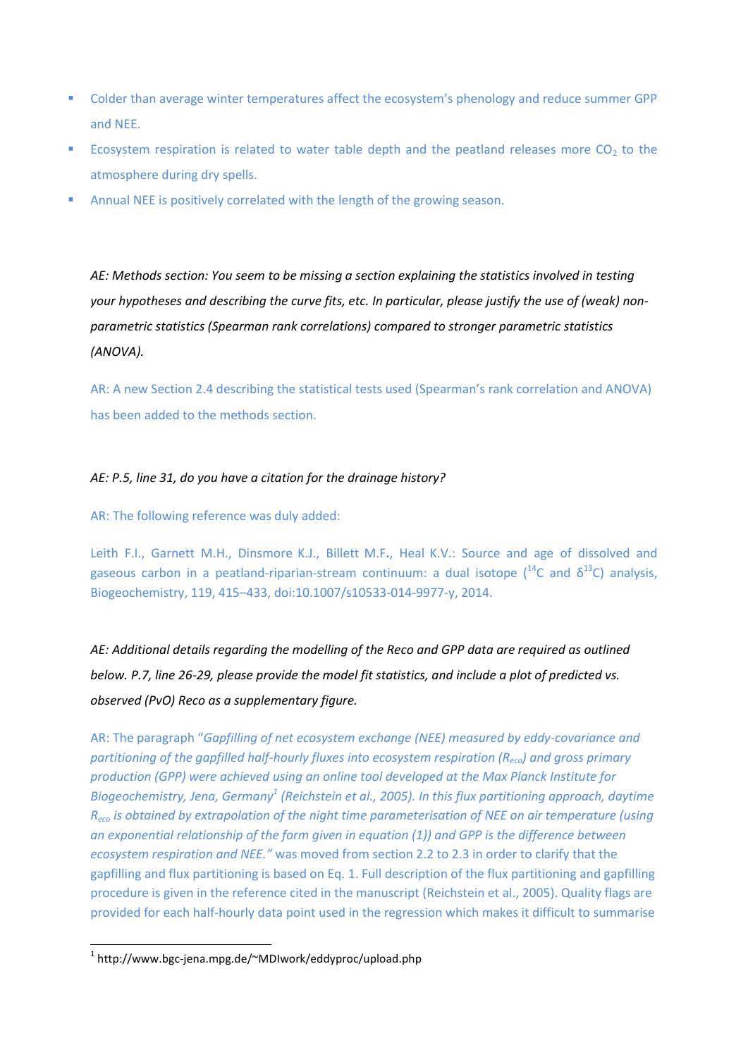- Colder than average winter temperatures affect the ecosystem's phenology and reduce summer GPP and NEE.
- Ecosystem respiration is related to water table depth and the peatland releases more $CO_2$ to the atmosphere during dry spells.
- Annual NEE is positively correlated with the length of the growing season.

*AE: Methods section: You seem to be missing a section explaining the statistics involved in testing your hypotheses and describing the curve fits, etc. In particular, please justify the use of (weak) non-parametric statistics (Spearman rank correlations) compared to stronger parametric statistics (ANOVA).*

AR: A new Section 2.4 describing the statistical tests used (Spearman's rank correlation and ANOVA) has been added to the methods section.

*AE: P.5, line 31, do you have a citation for the drainage history?*

AR: The following reference was duly added:

Leith F.I., Garnett M.H., Dinsmore K.J., Billett M.F., Heal K.V.: Source and age of dissolved and gaseous carbon in a peatland-riparian-stream continuum: a dual isotope ($^{14}C$ and $\delta^{13}C$) analysis, Biogeochemistry, 119, 415–433, doi:10.1007/s10533-014-9977-y, 2014.

*AE: Additional details regarding the modelling of the Reco and GPP data are required as outlined below. P.7, line 26-29, please provide the model fit statistics, and include a plot of predicted vs. observed (PvO) Reco as a supplementary figure.*

AR: The paragraph "*Gapfilling of net ecosystem exchange (NEE) measured by eddy-covariance and partitioning of the gapfilled half-hourly fluxes into ecosystem respiration ($R_{eco}$) and gross primary production (GPP) were achieved using an online tool developed at the Max Planck Institute for Biogeochemistry, Jena, Germany[1] (Reichstein et al., 2005). In this flux partitioning approach, daytime $R_{eco}$ is obtained by extrapolation of the night time parameterisation of NEE on air temperature (using an exponential relationship of the form given in equation (1)) and GPP is the difference between ecosystem respiration and NEE.*" was moved from section 2.2 to 2.3 in order to clarify that the gapfilling and flux partitioning is based on Eq. 1. Full description of the flux partitioning and gapfilling procedure is given in the reference cited in the manuscript (Reichstein et al., 2005). Quality flags are provided for each half-hourly data point used in the regression which makes it difficult to summarise

[1] http://www.bgc-jena.mpg.de/~MDIwork/eddyproc/upload.php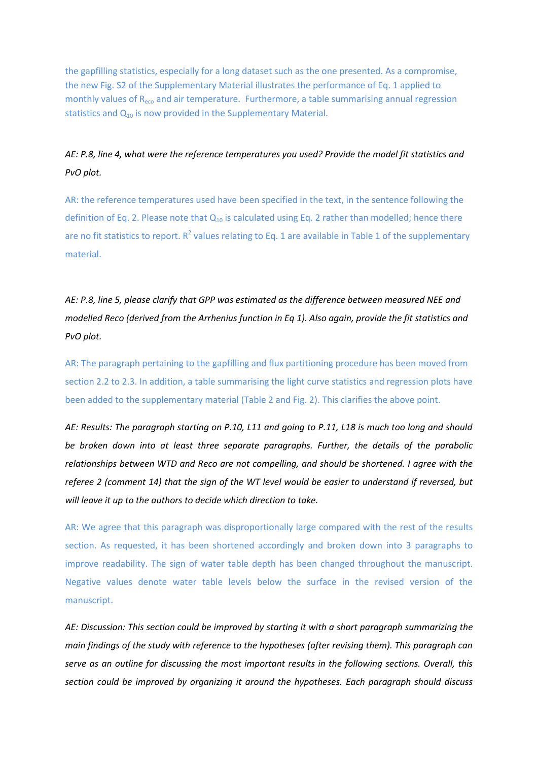the gapfilling statistics, especially for a long dataset such as the one presented. As a compromise, the new Fig. S2 of the Supplementary Material illustrates the performance of Eq. 1 applied to monthly values of $R_{eco}$ and air temperature. Furthermore, a table summarising annual regression statistics and $Q_{10}$ is now provided in the Supplementary Material.

*AE: P.8, line 4, what were the reference temperatures you used? Provide the model fit statistics and PvO plot.*

AR: the reference temperatures used have been specified in the text, in the sentence following the definition of Eq. 2. Please note that $Q_{10}$ is calculated using Eq. 2 rather than modelled; hence there are no fit statistics to report. $R^2$ values relating to Eq. 1 are available in Table 1 of the supplementary material.

*AE: P.8, line 5, please clarify that GPP was estimated as the difference between measured NEE and modelled Reco (derived from the Arrhenius function in Eq 1). Also again, provide the fit statistics and PvO plot.*

AR: The paragraph pertaining to the gapfilling and flux partitioning procedure has been moved from section 2.2 to 2.3. In addition, a table summarising the light curve statistics and regression plots have been added to the supplementary material (Table 2 and Fig. 2). This clarifies the above point.

*AE: Results: The paragraph starting on P.10, L11 and going to P.11, L18 is much too long and should be broken down into at least three separate paragraphs. Further, the details of the parabolic relationships between WTD and Reco are not compelling, and should be shortened. I agree with the referee 2 (comment 14) that the sign of the WT level would be easier to understand if reversed, but will leave it up to the authors to decide which direction to take.*

AR: We agree that this paragraph was disproportionally large compared with the rest of the results section. As requested, it has been shortened accordingly and broken down into 3 paragraphs to improve readability. The sign of water table depth has been changed throughout the manuscript. Negative values denote water table levels below the surface in the revised version of the manuscript.

*AE: Discussion: This section could be improved by starting it with a short paragraph summarizing the main findings of the study with reference to the hypotheses (after revising them). This paragraph can serve as an outline for discussing the most important results in the following sections. Overall, this section could be improved by organizing it around the hypotheses. Each paragraph should discuss*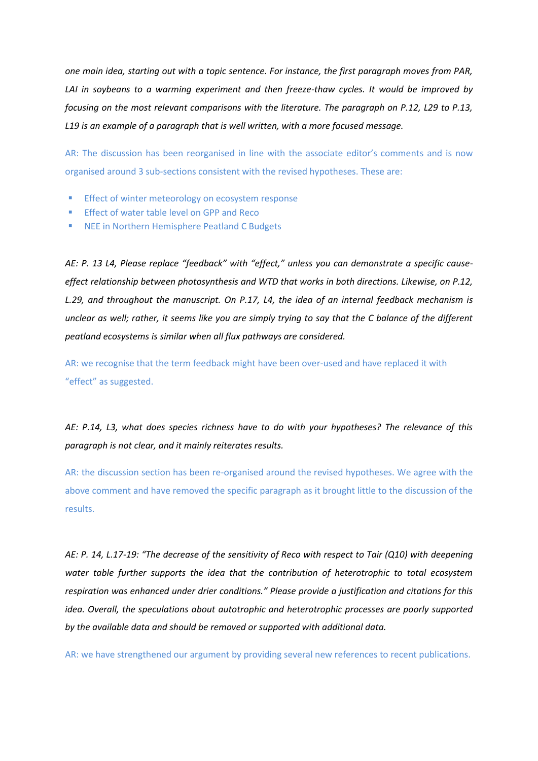*one main idea, starting out with a topic sentence. For instance, the first paragraph moves from PAR, LAI in soybeans to a warming experiment and then freeze-thaw cycles. It would be improved by focusing on the most relevant comparisons with the literature. The paragraph on P.12, L29 to P.13, L19 is an example of a paragraph that is well written, with a more focused message.*

AR: The discussion has been reorganised in line with the associate editor's comments and is now organised around 3 sub-sections consistent with the revised hypotheses. These are:

- Effect of winter meteorology on ecosystem response
- Effect of water table level on GPP and Reco
- NEE in Northern Hemisphere Peatland C Budgets

*AE: P. 13 L4, Please replace "feedback" with "effect," unless you can demonstrate a specific cause-effect relationship between photosynthesis and WTD that works in both directions. Likewise, on P.12, L.29, and throughout the manuscript. On P.17, L4, the idea of an internal feedback mechanism is unclear as well; rather, it seems like you are simply trying to say that the C balance of the different peatland ecosystems is similar when all flux pathways are considered.*

AR: we recognise that the term feedback might have been over-used and have replaced it with "effect" as suggested.

*AE: P.14, L3, what does species richness have to do with your hypotheses? The relevance of this paragraph is not clear, and it mainly reiterates results.*

AR: the discussion section has been re-organised around the revised hypotheses. We agree with the above comment and have removed the specific paragraph as it brought little to the discussion of the results.

*AE: P. 14, L.17-19: "The decrease of the sensitivity of Reco with respect to Tair (Q10) with deepening water table further supports the idea that the contribution of heterotrophic to total ecosystem respiration was enhanced under drier conditions." Please provide a justification and citations for this idea. Overall, the speculations about autotrophic and heterotrophic processes are poorly supported by the available data and should be removed or supported with additional data.*

AR: we have strengthened our argument by providing several new references to recent publications.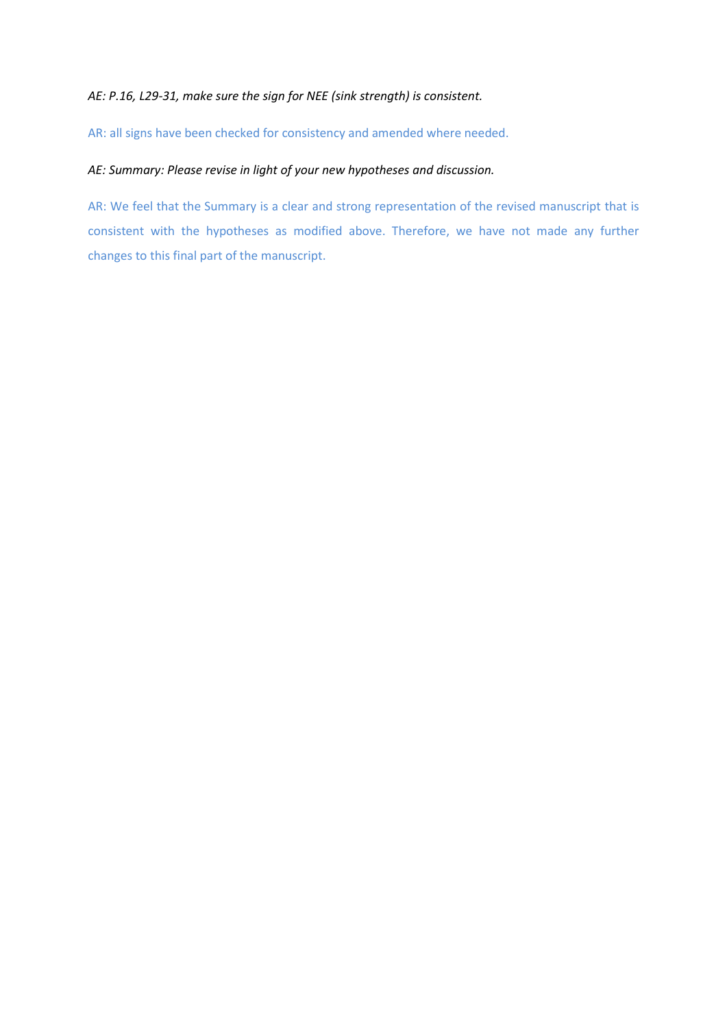*AE: P.16, L29-31, make sure the sign for NEE (sink strength) is consistent.*

AR: all signs have been checked for consistency and amended where needed.

*AE: Summary: Please revise in light of your new hypotheses and discussion.*

AR: We feel that the Summary is a clear and strong representation of the revised manuscript that is consistent with the hypotheses as modified above. Therefore, we have not made any further changes to this final part of the manuscript.